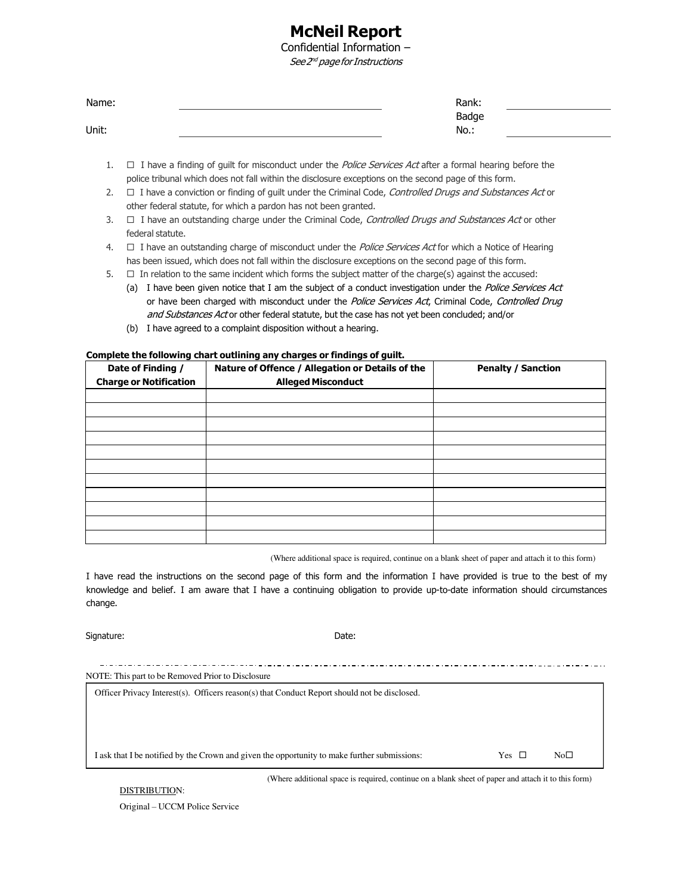# McNeil Report

Confidential Information –

*See 2nd page for Instructions*

Name: ______________________ Rank: ______________

Unit: ______________________ Badge No.: ______________

1. ☐ I have a finding of guilt for misconduct under the *Police Services Act* after a formal hearing before the police tribunal which does not fall within the disclosure exceptions on the second page of this form.
2. ☐ I have a conviction or finding of guilt under the Criminal Code, *Controlled Drugs and Substances Act* or other federal statute, for which a pardon has not been granted.
3. ☐ I have an outstanding charge under the Criminal Code, *Controlled Drugs and Substances Act* or other federal statute.
4. ☐ I have an outstanding charge of misconduct under the *Police Services Act* for which a Notice of Hearing has been issued, which does not fall within the disclosure exceptions on the second page of this form.
5. ☐ In relation to the same incident which forms the subject matter of the charge(s) against the accused:
   - (a) I have been given notice that I am the subject of a conduct investigation under the *Police Services Act* or have been charged with misconduct under the *Police Services Act*, Criminal Code, *Controlled Drug and Substances Act* or other federal statute, but the case has not yet been concluded; and/or
   - (b) I have agreed to a complaint disposition without a hearing.

**Complete the following chart outlining any charges or findings of guilt.**

| Date of Finding / Charge or Notification | Nature of Offence / Allegation or Details of the Alleged Misconduct | Penalty / Sanction |
|---|---|---|
| | | |
| | | |
| | | |
| | | |
| | | |
| | | |
| | | |
| | | |
| | | |
| | | |
| | | |

(Where additional space is required, continue on a blank sheet of paper and attach it to this form)

I have read the instructions on the second page of this form and the information I have provided is true to the best of my knowledge and belief. I am aware that I have a continuing obligation to provide up-to-date information should circumstances change.

Signature: Date:

NOTE: This part to be Removed Prior to Disclosure

Officer Privacy Interest(s). Officers reason(s) that Conduct Report should not be disclosed.

I ask that I be notified by the Crown and given the opportunity to make further submissions: Yes ☐ No☐

(Where additional space is required, continue on a blank sheet of paper and attach it to this form)

DISTRIBUTION:

Original – UCCM Police Service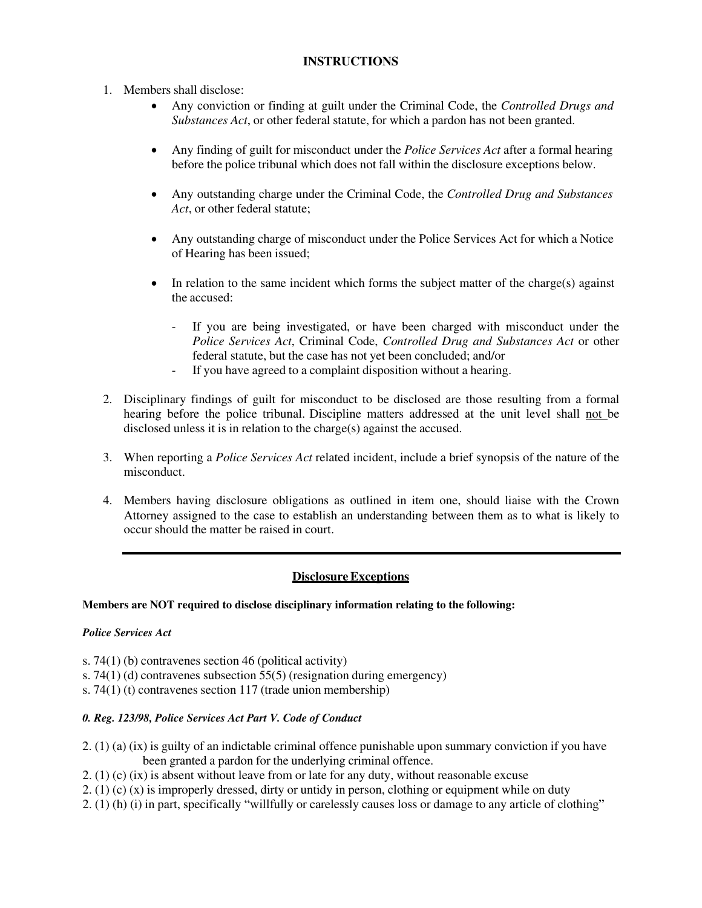## INSTRUCTIONS

1. Members shall disclose:
    - Any conviction or finding at guilt under the Criminal Code, the *Controlled Drugs and Substances Act*, or other federal statute, for which a pardon has not been granted.
    - Any finding of guilt for misconduct under the *Police Services Act* after a formal hearing before the police tribunal which does not fall within the disclosure exceptions below.
    - Any outstanding charge under the Criminal Code, the *Controlled Drug and Substances Act*, or other federal statute;
    - Any outstanding charge of misconduct under the Police Services Act for which a Notice of Hearing has been issued;
    - In relation to the same incident which forms the subject matter of the charge(s) against the accused:
        - If you are being investigated, or have been charged with misconduct under the *Police Services Act*, Criminal Code, *Controlled Drug and Substances Act* or other federal statute, but the case has not yet been concluded; and/or
        - If you have agreed to a complaint disposition without a hearing.

2. Disciplinary findings of guilt for misconduct to be disclosed are those resulting from a formal hearing before the police tribunal. Discipline matters addressed at the unit level shall <u>not</u> be disclosed unless it is in relation to the charge(s) against the accused.

3. When reporting a *Police Services Act* related incident, include a brief synopsis of the nature of the misconduct.

4. Members having disclosure obligations as outlined in item one, should liaise with the Crown Attorney assigned to the case to establish an understanding between them as to what is likely to occur should the matter be raised in court.

---

## <u>Disclosure Exceptions</u>

**Members are NOT required to disclose disciplinary information relating to the following:**

***Police Services Act***

s. 74(1) (b) contravenes section 46 (political activity)
s. 74(1) (d) contravenes subsection 55(5) (resignation during emergency)
s. 74(1) (t) contravenes section 117 (trade union membership)

***0. Reg. 123/98, Police Services Act Part V. Code of Conduct***

2. (1) (a) (ix) is guilty of an indictable criminal offence punishable upon summary conviction if you have been granted a pardon for the underlying criminal offence.
2. (1) (c) (ix) is absent without leave from or late for any duty, without reasonable excuse
2. (1) (c) (x) is improperly dressed, dirty or untidy in person, clothing or equipment while on duty
2. (1) (h) (i) in part, specifically "willfully or carelessly causes loss or damage to any article of clothing"